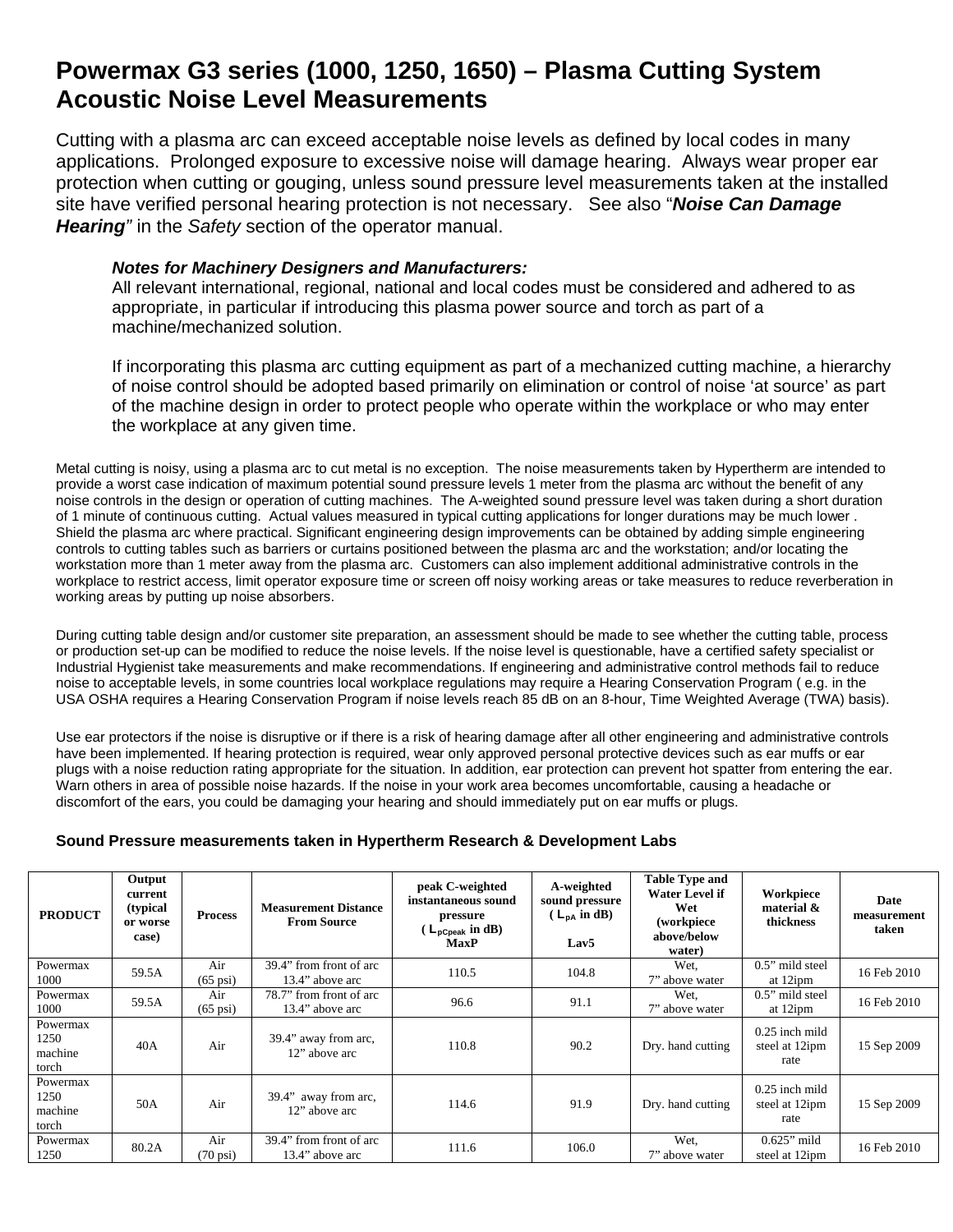# Powermax G3 series (1000, 1250, 1650) – Plasma Cutting System Acoustic Noise Level Measurements

Cutting with a plasma arc can exceed acceptable noise levels as defined by local codes in many applications. Prolonged exposure to excessive noise will damage hearing. Always wear proper ear protection when cutting or gouging, unless sound pressure level measurements taken at the installed site have verified personal hearing protection is not necessary. See also "***Noise Can Damage Hearing***" in the *Safety* section of the operator manual.

> ***Notes for Machinery Designers and Manufacturers:***
> All relevant international, regional, national and local codes must be considered and adhered to as appropriate, in particular if introducing this plasma power source and torch as part of a machine/mechanized solution.
>
> If incorporating this plasma arc cutting equipment as part of a mechanized cutting machine, a hierarchy of noise control should be adopted based primarily on elimination or control of noise 'at source' as part of the machine design in order to protect people who operate within the workplace or who may enter the workplace at any given time.

Metal cutting is noisy, using a plasma arc to cut metal is no exception. The noise measurements taken by Hypertherm are intended to provide a worst case indication of maximum potential sound pressure levels 1 meter from the plasma arc without the benefit of any noise controls in the design or operation of cutting machines. The A-weighted sound pressure level was taken during a short duration of 1 minute of continuous cutting. Actual values measured in typical cutting applications for longer durations may be much lower . Shield the plasma arc where practical. Significant engineering design improvements can be obtained by adding simple engineering controls to cutting tables such as barriers or curtains positioned between the plasma arc and the workstation; and/or locating the workstation more than 1 meter away from the plasma arc. Customers can also implement additional administrative controls in the workplace to restrict access, limit operator exposure time or screen off noisy working areas or take measures to reduce reverberation in working areas by putting up noise absorbers.

During cutting table design and/or customer site preparation, an assessment should be made to see whether the cutting table, process or production set-up can be modified to reduce the noise levels. If the noise level is questionable, have a certified safety specialist or Industrial Hygienist take measurements and make recommendations. If engineering and administrative control methods fail to reduce noise to acceptable levels, in some countries local workplace regulations may require a Hearing Conservation Program ( e.g. in the USA OSHA requires a Hearing Conservation Program if noise levels reach 85 dB on an 8-hour, Time Weighted Average (TWA) basis).

Use ear protectors if the noise is disruptive or if there is a risk of hearing damage after all other engineering and administrative controls have been implemented. If hearing protection is required, wear only approved personal protective devices such as ear muffs or ear plugs with a noise reduction rating appropriate for the situation. In addition, ear protection can prevent hot spatter from entering the ear. Warn others in area of possible noise hazards. If the noise in your work area becomes uncomfortable, causing a headache or discomfort of the ears, you could be damaging your hearing and should immediately put on ear muffs or plugs.

**Sound Pressure measurements taken in Hypertherm Research & Development Labs**

| PRODUCT | Output current (typical or worse case) | Process | Measurement Distance From Source | peak C-weighted instantaneous sound pressure ( $L_{pCpeak}$ in dB) MaxP | A-weighted sound pressure ( $L_{pA}$ in dB) Lav5 | Table Type and Water Level if Wet (workpiece above/below water) | Workpiece material & thickness | Date measurement taken |
|---|---|---|---|---|---|---|---|---|
| Powermax 1000 | 59.5A | Air (65 psi) | 39.4" from front of arc 13.4" above arc | 110.5 | 104.8 | Wet, 7" above water | 0.5" mild steel at 12ipm | 16 Feb 2010 |
| Powermax 1000 | 59.5A | Air (65 psi) | 78.7" from front of arc 13.4" above arc | 96.6 | 91.1 | Wet, 7" above water | 0.5" mild steel at 12ipm | 16 Feb 2010 |
| Powermax 1250 machine torch | 40A | Air | 39.4" away from arc, 12" above arc | 110.8 | 90.2 | Dry. hand cutting | 0.25 inch mild steel at 12ipm rate | 15 Sep 2009 |
| Powermax 1250 machine torch | 50A | Air | 39.4" away from arc, 12" above arc | 114.6 | 91.9 | Dry. hand cutting | 0.25 inch mild steel at 12ipm rate | 15 Sep 2009 |
| Powermax 1250 | 80.2A | Air (70 psi) | 39.4" from front of arc 13.4" above arc | 111.6 | 106.0 | Wet, 7" above water | 0.625" mild steel at 12ipm | 16 Feb 2010 |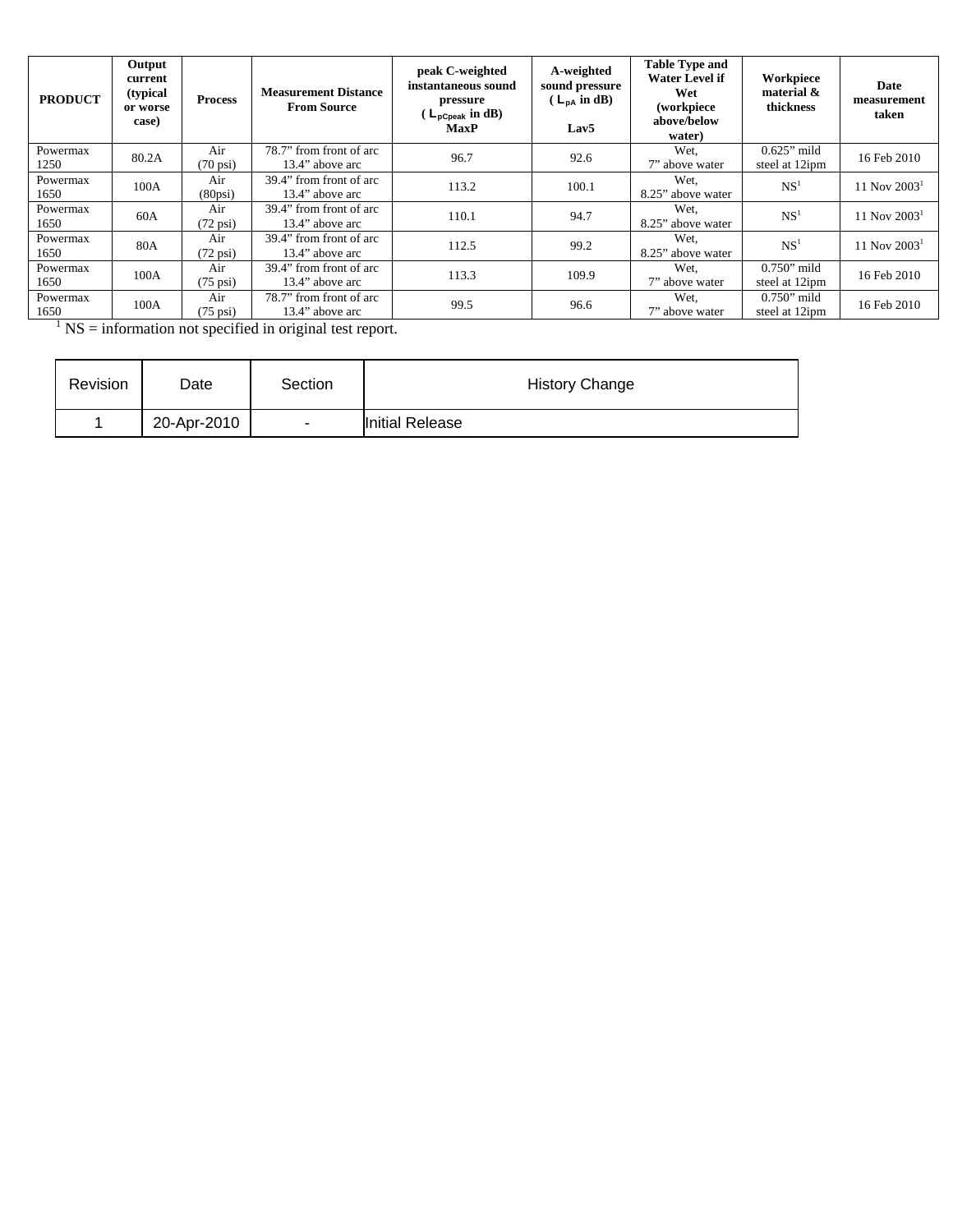| PRODUCT | Output current (typical or worse case) | Process | Measurement Distance From Source | peak C-weighted instantaneous sound pressure ( $L_{pCpeak}$ in dB) MaxP | A-weighted sound pressure ( $L_{pA}$ in dB) Lav5 | Table Type and Water Level if Wet (workpiece above/below water) | Workpiece material & thickness | Date measurement taken |
|---|---|---|---|---|---|---|---|---|
| Powermax 1250 | 80.2A | Air (70 psi) | 78.7" from front of arc 13.4" above arc | 96.7 | 92.6 | Wet, 7" above water | 0.625" mild steel at 12ipm | 16 Feb 2010 |
| Powermax 1650 | 100A | Air (80psi) | 39.4" from front of arc 13.4" above arc | 113.2 | 100.1 | Wet, 8.25" above water | NS[1] | 11 Nov 2003[1] |
| Powermax 1650 | 60A | Air (72 psi) | 39.4" from front of arc 13.4" above arc | 110.1 | 94.7 | Wet, 8.25" above water | NS[1] | 11 Nov 2003[1] |
| Powermax 1650 | 80A | Air (72 psi) | 39.4" from front of arc 13.4" above arc | 112.5 | 99.2 | Wet, 8.25" above water | NS[1] | 11 Nov 2003[1] |
| Powermax 1650 | 100A | Air (75 psi) | 39.4" from front of arc 13.4" above arc | 113.3 | 109.9 | Wet, 7" above water | 0.750" mild steel at 12ipm | 16 Feb 2010 |
| Powermax 1650 | 100A | Air (75 psi) | 78.7" from front of arc 13.4" above arc | 99.5 | 96.6 | Wet, 7" above water | 0.750" mild steel at 12ipm | 16 Feb 2010 |

[1] NS = information not specified in original test report.

| Revision | Date | Section | History Change |
|---|---|---|---|
| 1 | 20-Apr-2010 | - | Initial Release |